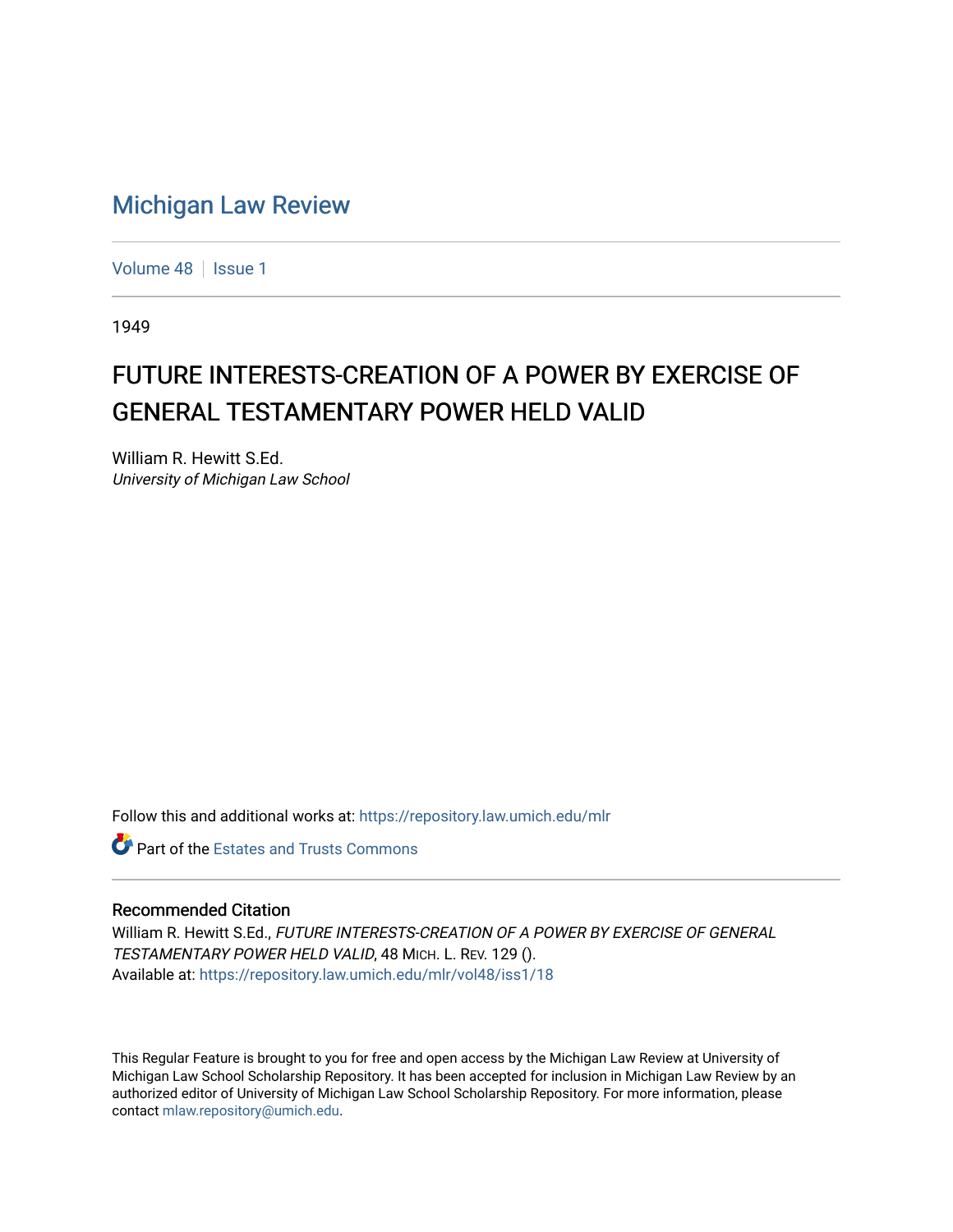# Michigan Law Review

Volume 48 | Issue 1

1949

## FUTURE INTERESTS-CREATION OF A POWER BY EXERCISE OF GENERAL TESTAMENTARY POWER HELD VALID

William R. Hewitt S.Ed.
*University of Michigan Law School*

Follow this and additional works at: https://repository.law.umich.edu/mlr

Part of the Estates and Trusts Commons

### Recommended Citation

William R. Hewitt S.Ed., *FUTURE INTERESTS-CREATION OF A POWER BY EXERCISE OF GENERAL TESTAMENTARY POWER HELD VALID*, 48 MICH. L. REV. 129 ().
Available at: https://repository.law.umich.edu/mlr/vol48/iss1/18

This Regular Feature is brought to you for free and open access by the Michigan Law Review at University of Michigan Law School Scholarship Repository. It has been accepted for inclusion in Michigan Law Review by an authorized editor of University of Michigan Law School Scholarship Repository. For more information, please contact mlaw.repository@umich.edu.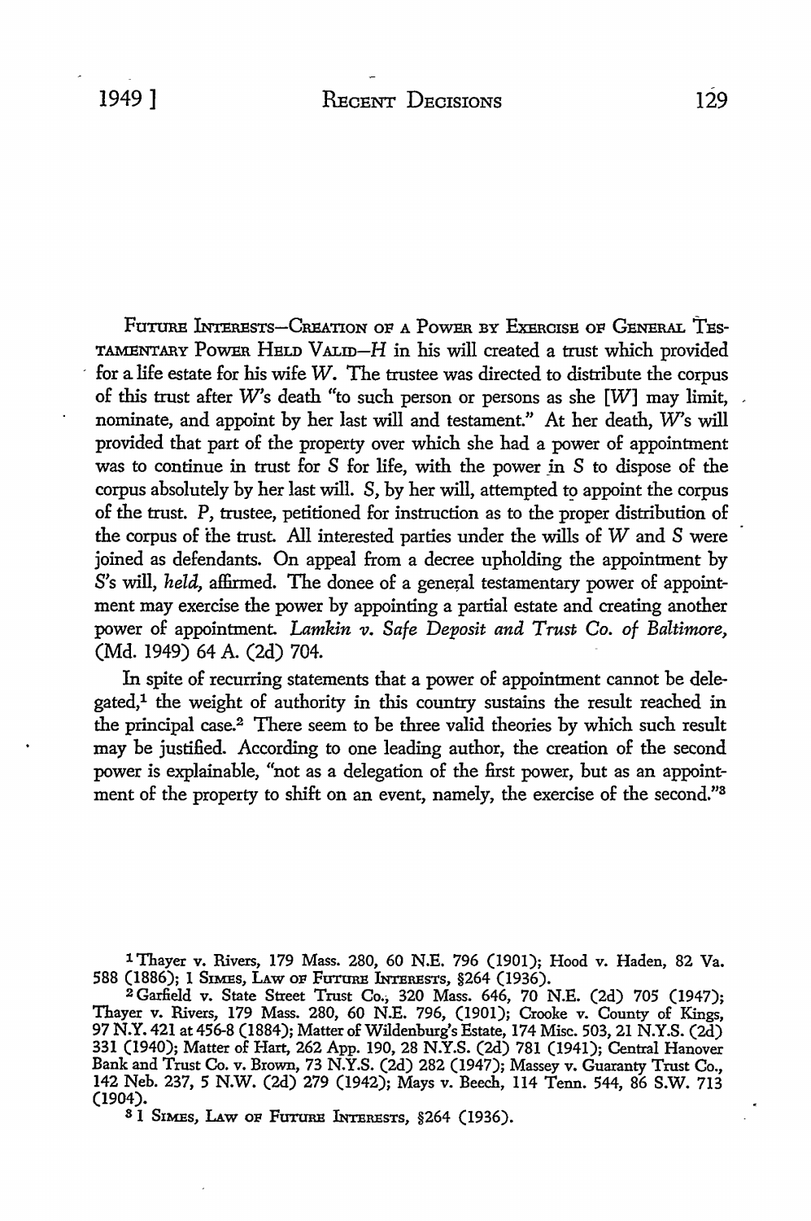FUTURE INTERESTS—CREATION OF A POWER BY EXERCISE OF GENERAL TESTAMENTARY POWER HELD VALID—*H* in his will created a trust which provided for a life estate for his wife *W*. The trustee was directed to distribute the corpus of this trust after *W*'s death "to such person or persons as she [*W*] may limit, nominate, and appoint by her last will and testament." At her death, *W*'s will provided that part of the property over which she had a power of appointment was to continue in trust for *S* for life, with the power in *S* to dispose of the corpus absolutely by her last will. *S*, by her will, attempted to appoint the corpus of the trust. *P*, trustee, petitioned for instruction as to the proper distribution of the corpus of the trust. All interested parties under the wills of *W* and *S* were joined as defendants. On appeal from a decree upholding the appointment by *S*'s will, *held*, affirmed. The donee of a general testamentary power of appointment may exercise the power by appointing a partial estate and creating another power of appointment. *Lamkin v. Safe Deposit and Trust Co. of Baltimore*, (Md. 1949) 64 A. (2d) 704.

In spite of recurring statements that a power of appointment cannot be delegated,[1] the weight of authority in this country sustains the result reached in the principal case.[2] There seem to be three valid theories by which such result may be justified. According to one leading author, the creation of the second power is explainable, "not as a delegation of the first power, but as an appointment of the property to shift on an event, namely, the exercise of the second."[3]

[1] Thayer v. Rivers, 179 Mass. 280, 60 N.E. 796 (1901); Hood v. Haden, 82 Va. 588 (1886); 1 SIMES, LAW OF FUTURE INTERESTS, §264 (1936).

[2] Garfield v. State Street Trust Co., 320 Mass. 646, 70 N.E. (2d) 705 (1947); Thayer v. Rivers, 179 Mass. 280, 60 N.E. 796, (1901); Crooke v. County of Kings, 97 N.Y. 421 at 456-8 (1884); Matter of Wildenburg's Estate, 174 Misc. 503, 21 N.Y.S. (2d) 331 (1940); Matter of Hart, 262 App. 190, 28 N.Y.S. (2d) 781 (1941); Central Hanover Bank and Trust Co. v. Brown, 73 N.Y.S. (2d) 282 (1947); Massey v. Guaranty Trust Co., 142 Neb. 237, 5 N.W. (2d) 279 (1942); Mays v. Beech, 114 Tenn. 544, 86 S.W. 713 (1904).

[3] 1 SIMES, LAW OF FUTURE INTERESTS, §264 (1936).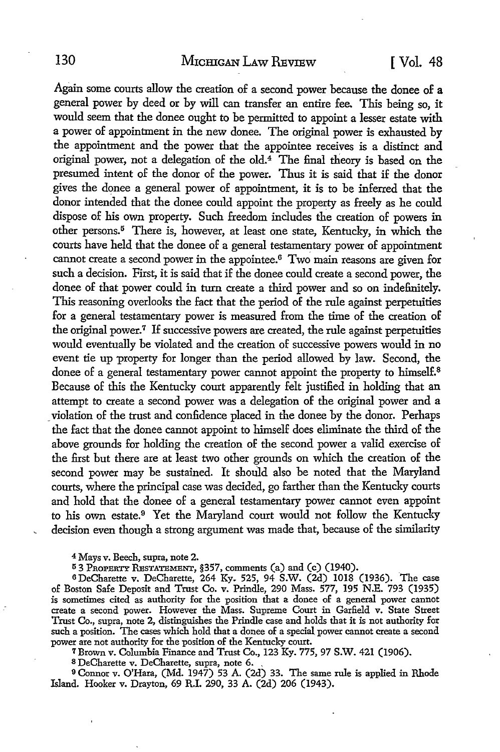Again some courts allow the creation of a second power because the donee of a general power by deed or by will can transfer an entire fee. This being so, it would seem that the donee ought to be permitted to appoint a lesser estate with a power of appointment in the new donee. The original power is exhausted by the appointment and the power that the appointee receives is a distinct and original power, not a delegation of the old.[4] The final theory is based on the presumed intent of the donor of the power. Thus it is said that if the donor gives the donee a general power of appointment, it is to be inferred that the donor intended that the donee could appoint the property as freely as he could dispose of his own property. Such freedom includes the creation of powers in other persons.[5] There is, however, at least one state, Kentucky, in which the courts have held that the donee of a general testamentary power of appointment cannot create a second power in the appointee.[6] Two main reasons are given for such a decision. First, it is said that if the donee could create a second power, the donee of that power could in turn create a third power and so on indefinitely. This reasoning overlooks the fact that the period of the rule against perpetuities for a general testamentary power is measured from the time of the creation of the original power.[7] If successive powers are created, the rule against perpetuities would eventually be violated and the creation of successive powers would in no event tie up property for longer than the period allowed by law. Second, the donee of a general testamentary power cannot appoint the property to himself.[8] Because of this the Kentucky court apparently felt justified in holding that an attempt to create a second power was a delegation of the original power and a violation of the trust and confidence placed in the donee by the donor. Perhaps the fact that the donee cannot appoint to himself does eliminate the third of the above grounds for holding the creation of the second power a valid exercise of the first but there are at least two other grounds on which the creation of the second power may be sustained. It should also be noted that the Maryland courts, where the principal case was decided, go farther than the Kentucky courts and hold that the donee of a general testamentary power cannot even appoint to his own estate.[9] Yet the Maryland court would not follow the Kentucky decision even though a strong argument was made that, because of the similarity

[4] Mays v. Beech, supra, note 2.

[5] 3 PROPERTY RESTATEMENT, §357, comments (a) and (c) (1940).

[6] DeCharette v. DeCharette, 264 Ky. 525, 94 S.W. (2d) 1018 (1936). The case of Boston Safe Deposit and Trust Co. v. Prindle, 290 Mass. 577, 195 N.E. 793 (1935) is sometimes cited as authority for the position that a donee of a general power cannot create a second power. However the Mass. Supreme Court in Garfield v. State Street Trust Co., supra, note 2, distinguishes the Prindle case and holds that it is not authority for such a position. The cases which hold that a donee of a special power cannot create a second power are not authority for the position of the Kentucky court.

[7] Brown v. Columbia Finance and Trust Co., 123 Ky. 775, 97 S.W. 421 (1906).

[8] DeCharette v. DeCharette, supra, note 6.

[9] Connor v. O'Hara, (Md. 1947) 53 A. (2d) 33. The same rule is applied in Rhode Island. Hooker v. Drayton, 69 R.I. 290, 33 A. (2d) 206 (1943).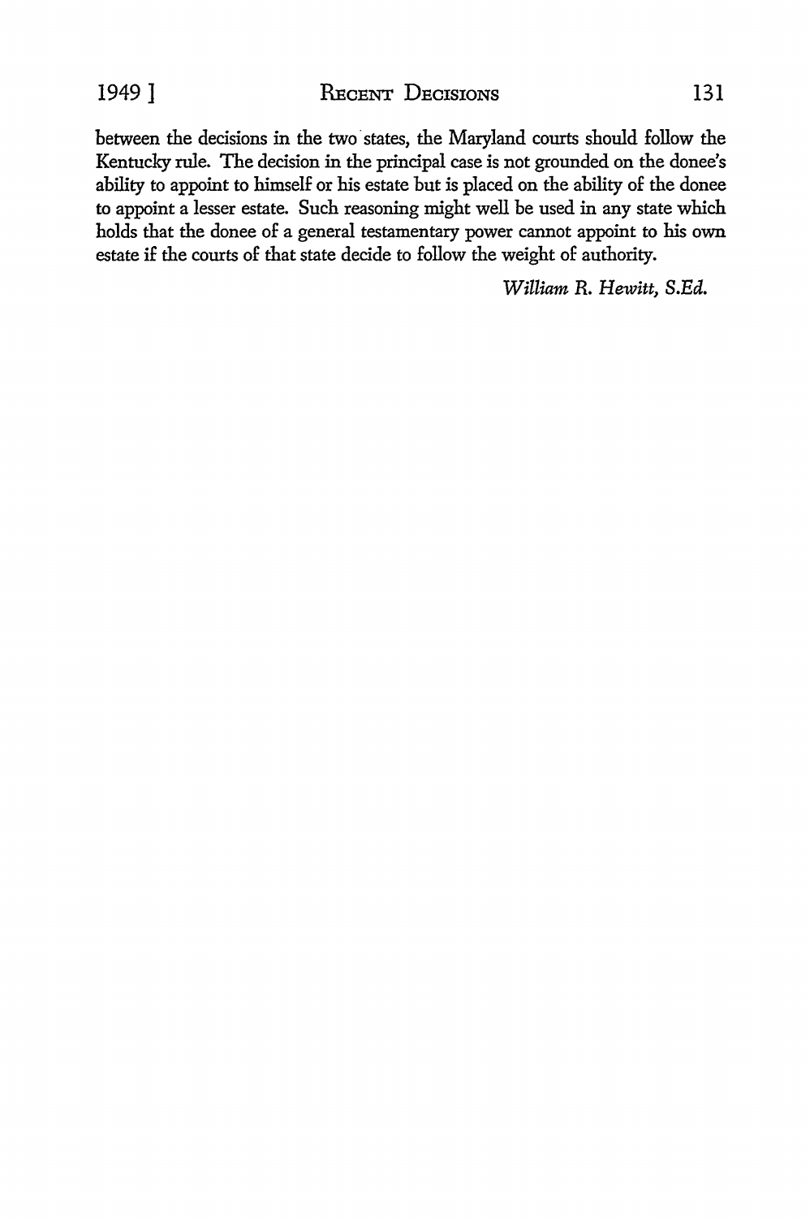between the decisions in the two states, the Maryland courts should follow the Kentucky rule. The decision in the principal case is not grounded on the donee's ability to appoint to himself or his estate but is placed on the ability of the donee to appoint a lesser estate. Such reasoning might well be used in any state which holds that the donee of a general testamentary power cannot appoint to his own estate if the courts of that state decide to follow the weight of authority.

*William R. Hewitt, S.Ed.*